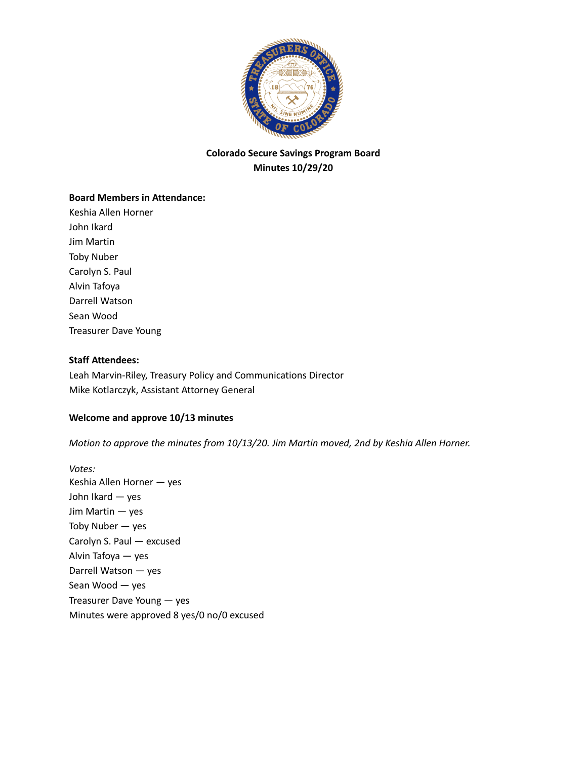# Colorado Secure Savings Program Board
## Minutes 10/29/20

**Board Members in Attendance:**
Keshia Allen Horner
John Ikard
Jim Martin
Toby Nuber
Carolyn S. Paul
Alvin Tafoya
Darrell Watson
Sean Wood
Treasurer Dave Young

**Staff Attendees:**
Leah Marvin-Riley, Treasury Policy and Communications Director
Mike Kotlarczyk, Assistant Attorney General

**Welcome and approve 10/13 minutes**

*Motion to approve the minutes from 10/13/20. Jim Martin moved, 2nd by Keshia Allen Horner.*

*Votes:*
Keshia Allen Horner — yes
John Ikard — yes
Jim Martin — yes
Toby Nuber — yes
Carolyn S. Paul — excused
Alvin Tafoya — yes
Darrell Watson — yes
Sean Wood — yes
Treasurer Dave Young — yes
Minutes were approved 8 yes/0 no/0 excused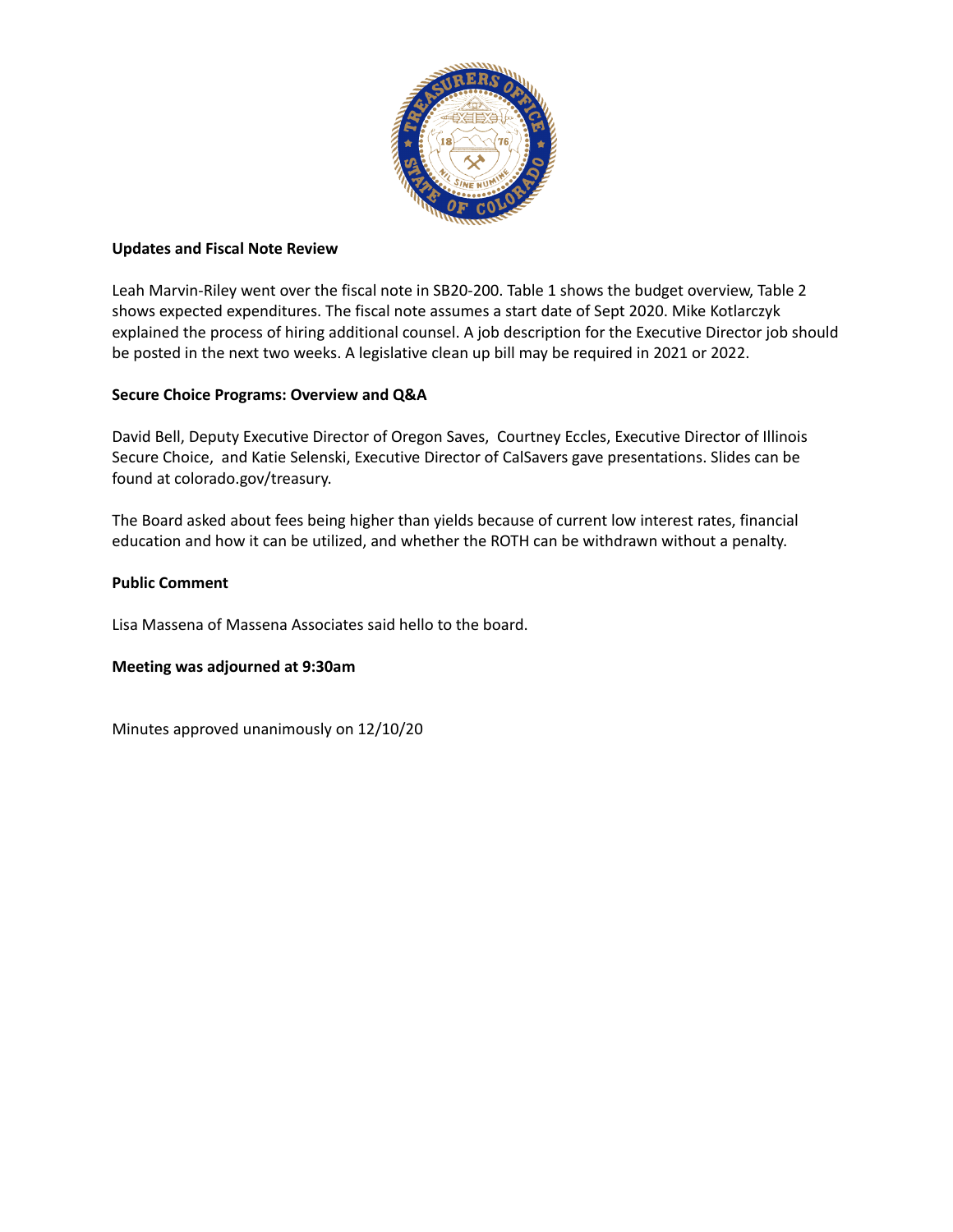**Updates and Fiscal Note Review**

Leah Marvin-Riley went over the fiscal note in SB20-200. Table 1 shows the budget overview, Table 2 shows expected expenditures. The fiscal note assumes a start date of Sept 2020. Mike Kotlarczyk explained the process of hiring additional counsel. A job description for the Executive Director job should be posted in the next two weeks. A legislative clean up bill may be required in 2021 or 2022.

**Secure Choice Programs: Overview and Q&A**

David Bell, Deputy Executive Director of Oregon Saves, Courtney Eccles, Executive Director of Illinois Secure Choice, and Katie Selenski, Executive Director of CalSavers gave presentations. Slides can be found at colorado.gov/treasury.

The Board asked about fees being higher than yields because of current low interest rates, financial education and how it can be utilized, and whether the ROTH can be withdrawn without a penalty.

**Public Comment**

Lisa Massena of Massena Associates said hello to the board.

**Meeting was adjourned at 9:30am**

Minutes approved unanimously on 12/10/20